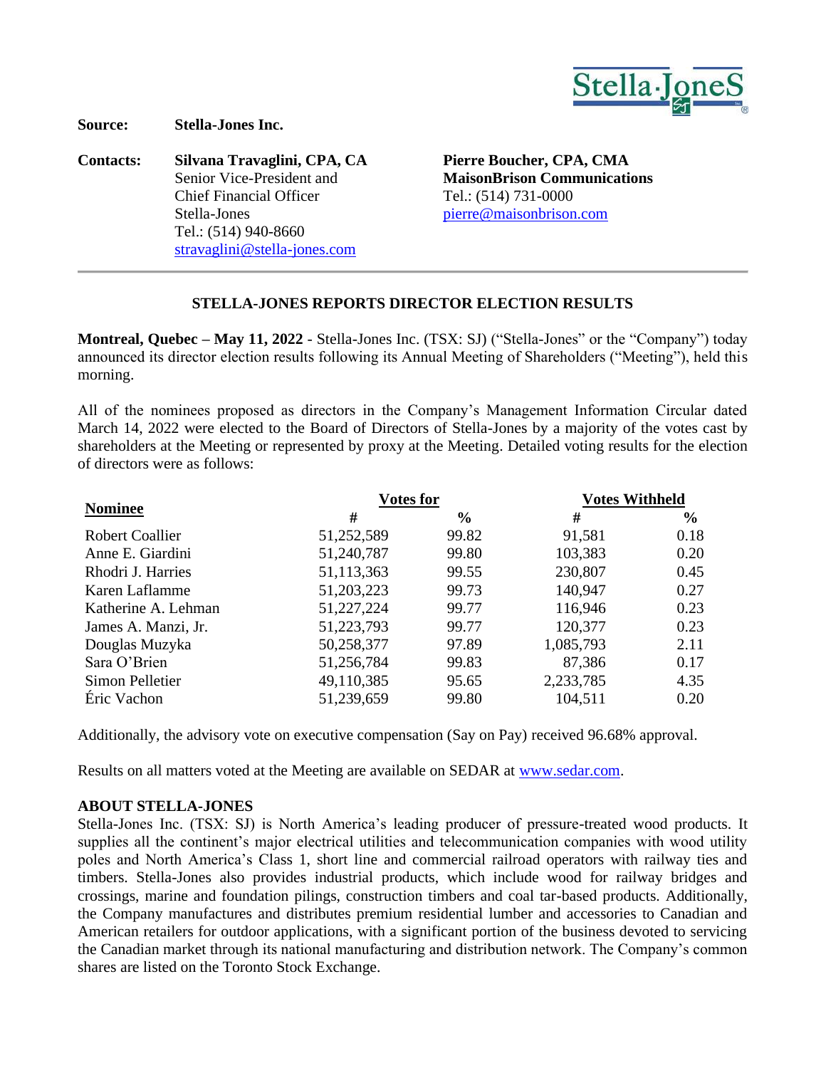**Source:** **Stella-Jones Inc.**

**Contacts:**

**Silvana Travaglini, CPA, CA**
Senior Vice-President and
Chief Financial Officer
Stella-Jones
Tel.: (514) 940-8660
stravaglini@stella-jones.com

**Pierre Boucher, CPA, CMA**
**MaisonBrison Communications**
Tel.: (514) 731-0000
pierre@maisonbrison.com

---

## STELLA-JONES REPORTS DIRECTOR ELECTION RESULTS

**Montreal, Quebec – May 11, 2022** - Stella-Jones Inc. (TSX: SJ) ("Stella-Jones" or the "Company") today announced its director election results following its Annual Meeting of Shareholders ("Meeting"), held this morning.

All of the nominees proposed as directors in the Company's Management Information Circular dated March 14, 2022 were elected to the Board of Directors of Stella-Jones by a majority of the votes cast by shareholders at the Meeting or represented by proxy at the Meeting. Detailed voting results for the election of directors were as follows:

| Nominee | Votes for | | Votes Withheld | |
|---|---|---|---|---|
| | # | % | # | % |
| Robert Coallier | 51,252,589 | 99.82 | 91,581 | 0.18 |
| Anne E. Giardini | 51,240,787 | 99.80 | 103,383 | 0.20 |
| Rhodri J. Harries | 51,113,363 | 99.55 | 230,807 | 0.45 |
| Karen Laflamme | 51,203,223 | 99.73 | 140,947 | 0.27 |
| Katherine A. Lehman | 51,227,224 | 99.77 | 116,946 | 0.23 |
| James A. Manzi, Jr. | 51,223,793 | 99.77 | 120,377 | 0.23 |
| Douglas Muzyka | 50,258,377 | 97.89 | 1,085,793 | 2.11 |
| Sara O'Brien | 51,256,784 | 99.83 | 87,386 | 0.17 |
| Simon Pelletier | 49,110,385 | 95.65 | 2,233,785 | 4.35 |
| Éric Vachon | 51,239,659 | 99.80 | 104,511 | 0.20 |

Additionally, the advisory vote on executive compensation (Say on Pay) received 96.68% approval.

Results on all matters voted at the Meeting are available on SEDAR at www.sedar.com.

**ABOUT STELLA-JONES**

Stella-Jones Inc. (TSX: SJ) is North America's leading producer of pressure-treated wood products. It supplies all the continent's major electrical utilities and telecommunication companies with wood utility poles and North America's Class 1, short line and commercial railroad operators with railway ties and timbers. Stella-Jones also provides industrial products, which include wood for railway bridges and crossings, marine and foundation pilings, construction timbers and coal tar-based products. Additionally, the Company manufactures and distributes premium residential lumber and accessories to Canadian and American retailers for outdoor applications, with a significant portion of the business devoted to servicing the Canadian market through its national manufacturing and distribution network. The Company's common shares are listed on the Toronto Stock Exchange.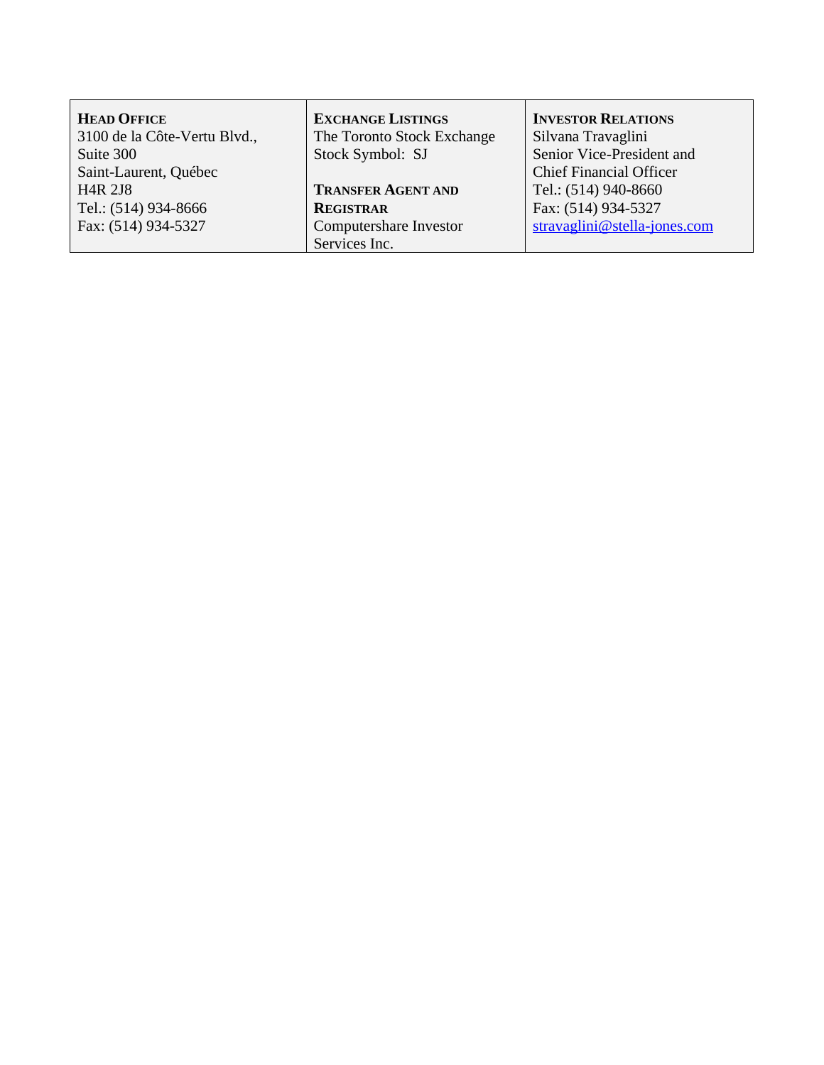| **Head Office** | **Exchange Listings** | **Investor Relations** |
| --- | --- | --- |
| 3100 de la Côte-Vertu Blvd.,<br>Suite 300<br>Saint-Laurent, Québec<br>H4R 2J8<br>Tel.: (514) 934-8666<br>Fax: (514) 934-5327 | The Toronto Stock Exchange<br>Stock Symbol: SJ<br><br>**Transfer Agent and Registrar**<br>Computershare Investor Services Inc. | Silvana Travaglini<br>Senior Vice-President and Chief Financial Officer<br>Tel.: (514) 940-8660<br>Fax: (514) 934-5327<br>stravaglini@stella-jones.com |